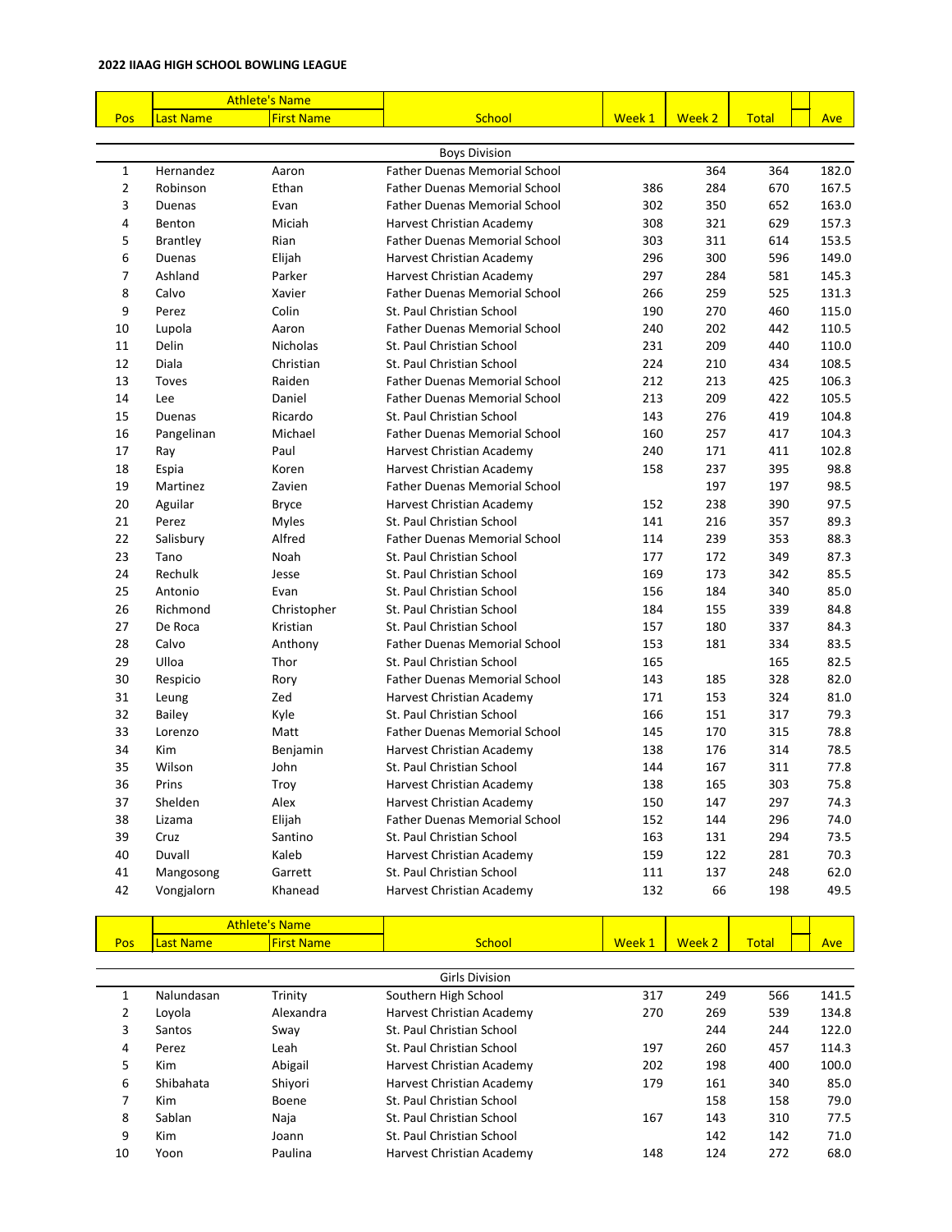**2022 IIAAG HIGH SCHOOL BOWLING LEAGUE**

| Pos | Athlete's Name | | School | Week 1 | Week 2 | Total | | Ave |
|---|---|---|---|---|---|---|---|---|
| | Last Name | First Name | | | | | | |
| | | | Boys Division | | | | | |
| 1 | Hernandez | Aaron | Father Duenas Memorial School | | 364 | 364 | | 182.0 |
| 2 | Robinson | Ethan | Father Duenas Memorial School | 386 | 284 | 670 | | 167.5 |
| 3 | Duenas | Evan | Father Duenas Memorial School | 302 | 350 | 652 | | 163.0 |
| 4 | Benton | Miciah | Harvest Christian Academy | 308 | 321 | 629 | | 157.3 |
| 5 | Brantley | Rian | Father Duenas Memorial School | 303 | 311 | 614 | | 153.5 |
| 6 | Duenas | Elijah | Harvest Christian Academy | 296 | 300 | 596 | | 149.0 |
| 7 | Ashland | Parker | Harvest Christian Academy | 297 | 284 | 581 | | 145.3 |
| 8 | Calvo | Xavier | Father Duenas Memorial School | 266 | 259 | 525 | | 131.3 |
| 9 | Perez | Colin | St. Paul Christian School | 190 | 270 | 460 | | 115.0 |
| 10 | Lupola | Aaron | Father Duenas Memorial School | 240 | 202 | 442 | | 110.5 |
| 11 | Delin | Nicholas | St. Paul Christian School | 231 | 209 | 440 | | 110.0 |
| 12 | Diala | Christian | St. Paul Christian School | 224 | 210 | 434 | | 108.5 |
| 13 | Toves | Raiden | Father Duenas Memorial School | 212 | 213 | 425 | | 106.3 |
| 14 | Lee | Daniel | Father Duenas Memorial School | 213 | 209 | 422 | | 105.5 |
| 15 | Duenas | Ricardo | St. Paul Christian School | 143 | 276 | 419 | | 104.8 |
| 16 | Pangelinan | Michael | Father Duenas Memorial School | 160 | 257 | 417 | | 104.3 |
| 17 | Ray | Paul | Harvest Christian Academy | 240 | 171 | 411 | | 102.8 |
| 18 | Espia | Koren | Harvest Christian Academy | 158 | 237 | 395 | | 98.8 |
| 19 | Martinez | Zavien | Father Duenas Memorial School | | 197 | 197 | | 98.5 |
| 20 | Aguilar | Bryce | Harvest Christian Academy | 152 | 238 | 390 | | 97.5 |
| 21 | Perez | Myles | St. Paul Christian School | 141 | 216 | 357 | | 89.3 |
| 22 | Salisbury | Alfred | Father Duenas Memorial School | 114 | 239 | 353 | | 88.3 |
| 23 | Tano | Noah | St. Paul Christian School | 177 | 172 | 349 | | 87.3 |
| 24 | Rechulk | Jesse | St. Paul Christian School | 169 | 173 | 342 | | 85.5 |
| 25 | Antonio | Evan | St. Paul Christian School | 156 | 184 | 340 | | 85.0 |
| 26 | Richmond | Christopher | St. Paul Christian School | 184 | 155 | 339 | | 84.8 |
| 27 | De Roca | Kristian | St. Paul Christian School | 157 | 180 | 337 | | 84.3 |
| 28 | Calvo | Anthony | Father Duenas Memorial School | 153 | 181 | 334 | | 83.5 |
| 29 | Ulloa | Thor | St. Paul Christian School | 165 | | 165 | | 82.5 |
| 30 | Respicio | Rory | Father Duenas Memorial School | 143 | 185 | 328 | | 82.0 |
| 31 | Leung | Zed | Harvest Christian Academy | 171 | 153 | 324 | | 81.0 |
| 32 | Bailey | Kyle | St. Paul Christian School | 166 | 151 | 317 | | 79.3 |
| 33 | Lorenzo | Matt | Father Duenas Memorial School | 145 | 170 | 315 | | 78.8 |
| 34 | Kim | Benjamin | Harvest Christian Academy | 138 | 176 | 314 | | 78.5 |
| 35 | Wilson | John | St. Paul Christian School | 144 | 167 | 311 | | 77.8 |
| 36 | Prins | Troy | Harvest Christian Academy | 138 | 165 | 303 | | 75.8 |
| 37 | Shelden | Alex | Harvest Christian Academy | 150 | 147 | 297 | | 74.3 |
| 38 | Lizama | Elijah | Father Duenas Memorial School | 152 | 144 | 296 | | 74.0 |
| 39 | Cruz | Santino | St. Paul Christian School | 163 | 131 | 294 | | 73.5 |
| 40 | Duvall | Kaleb | Harvest Christian Academy | 159 | 122 | 281 | | 70.3 |
| 41 | Mangosong | Garrett | St. Paul Christian School | 111 | 137 | 248 | | 62.0 |
| 42 | Vongjalorn | Khanead | Harvest Christian Academy | 132 | 66 | 198 | | 49.5 |

| Pos | Athlete's Name | | School | Week 1 | Week 2 | Total | | Ave |
|---|---|---|---|---|---|---|---|---|
| | Last Name | First Name | | | | | | |
| | | | Girls Division | | | | | |
| 1 | Nalundasan | Trinity | Southern High School | 317 | 249 | 566 | | 141.5 |
| 2 | Loyola | Alexandra | Harvest Christian Academy | 270 | 269 | 539 | | 134.8 |
| 3 | Santos | Sway | St. Paul Christian School | | 244 | 244 | | 122.0 |
| 4 | Perez | Leah | St. Paul Christian School | 197 | 260 | 457 | | 114.3 |
| 5 | Kim | Abigail | Harvest Christian Academy | 202 | 198 | 400 | | 100.0 |
| 6 | Shibahata | Shiyori | Harvest Christian Academy | 179 | 161 | 340 | | 85.0 |
| 7 | Kim | Boene | St. Paul Christian School | | 158 | 158 | | 79.0 |
| 8 | Sablan | Naja | St. Paul Christian School | 167 | 143 | 310 | | 77.5 |
| 9 | Kim | Joann | St. Paul Christian School | | 142 | 142 | | 71.0 |
| 10 | Yoon | Paulina | Harvest Christian Academy | 148 | 124 | 272 | | 68.0 |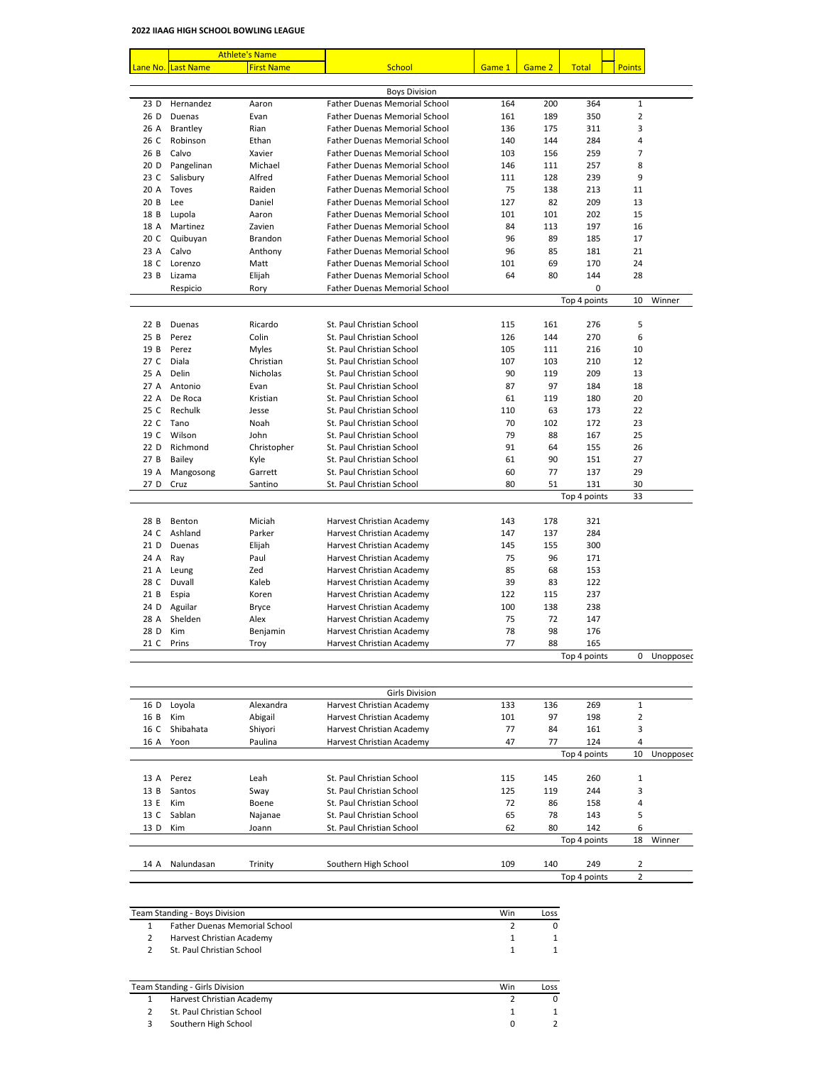**2022 IIAAG HIGH SCHOOL BOWLING LEAGUE**

| | Athlete's Name | | | | | | | |
|---|---|---|---|---|---|---|---|---|
| Lane No. | Last Name | First Name | School | Game 1 | Game 2 | Total | Points | |
| | | | **Boys Division** | | | | | |
| 23 D | Hernandez | Aaron | Father Duenas Memorial School | 164 | 200 | 364 | 1 | |
| 26 D | Duenas | Evan | Father Duenas Memorial School | 161 | 189 | 350 | 2 | |
| 26 A | Brantley | Rian | Father Duenas Memorial School | 136 | 175 | 311 | 3 | |
| 26 C | Robinson | Ethan | Father Duenas Memorial School | 140 | 144 | 284 | 4 | |
| 26 B | Calvo | Xavier | Father Duenas Memorial School | 103 | 156 | 259 | 7 | |
| 20 D | Pangelinan | Michael | Father Duenas Memorial School | 146 | 111 | 257 | 8 | |
| 23 C | Salisbury | Alfred | Father Duenas Memorial School | 111 | 128 | 239 | 9 | |
| 20 A | Toves | Raiden | Father Duenas Memorial School | 75 | 138 | 213 | 11 | |
| 20 B | Lee | Daniel | Father Duenas Memorial School | 127 | 82 | 209 | 13 | |
| 18 B | Lupola | Aaron | Father Duenas Memorial School | 101 | 101 | 202 | 15 | |
| 18 A | Martinez | Zavien | Father Duenas Memorial School | 84 | 113 | 197 | 16 | |
| 20 C | Quibuyan | Brandon | Father Duenas Memorial School | 96 | 89 | 185 | 17 | |
| 23 A | Calvo | Anthony | Father Duenas Memorial School | 96 | 85 | 181 | 21 | |
| 18 C | Lorenzo | Matt | Father Duenas Memorial School | 101 | 69 | 170 | 24 | |
| 23 B | Lizama | Elijah | Father Duenas Memorial School | 64 | 80 | 144 | 28 | |
| | Respicio | Rory | Father Duenas Memorial School | | | 0 | | |
| | | | | | | Top 4 points | 10 | Winner |
| 22 B | Duenas | Ricardo | St. Paul Christian School | 115 | 161 | 276 | 5 | |
| 25 B | Perez | Colin | St. Paul Christian School | 126 | 144 | 270 | 6 | |
| 19 B | Perez | Myles | St. Paul Christian School | 105 | 111 | 216 | 10 | |
| 27 C | Diala | Christian | St. Paul Christian School | 107 | 103 | 210 | 12 | |
| 25 A | Delin | Nicholas | St. Paul Christian School | 90 | 119 | 209 | 13 | |
| 27 A | Antonio | Evan | St. Paul Christian School | 87 | 97 | 184 | 18 | |
| 22 A | De Roca | Kristian | St. Paul Christian School | 61 | 119 | 180 | 20 | |
| 25 C | Rechulk | Jesse | St. Paul Christian School | 110 | 63 | 173 | 22 | |
| 22 C | Tano | Noah | St. Paul Christian School | 70 | 102 | 172 | 23 | |
| 19 C | Wilson | John | St. Paul Christian School | 79 | 88 | 167 | 25 | |
| 22 D | Richmond | Christopher | St. Paul Christian School | 91 | 64 | 155 | 26 | |
| 27 B | Bailey | Kyle | St. Paul Christian School | 61 | 90 | 151 | 27 | |
| 19 A | Mangosong | Garrett | St. Paul Christian School | 60 | 77 | 137 | 29 | |
| 27 D | Cruz | Santino | St. Paul Christian School | 80 | 51 | 131 | 30 | |
| | | | | | | Top 4 points | 33 | |
| 28 B | Benton | Miciah | Harvest Christian Academy | 143 | 178 | 321 | | |
| 24 C | Ashland | Parker | Harvest Christian Academy | 147 | 137 | 284 | | |
| 21 D | Duenas | Elijah | Harvest Christian Academy | 145 | 155 | 300 | | |
| 24 A | Ray | Paul | Harvest Christian Academy | 75 | 96 | 171 | | |
| 21 A | Leung | Zed | Harvest Christian Academy | 85 | 68 | 153 | | |
| 28 C | Duvall | Kaleb | Harvest Christian Academy | 39 | 83 | 122 | | |
| 21 B | Espia | Koren | Harvest Christian Academy | 122 | 115 | 237 | | |
| 24 D | Aguilar | Bryce | Harvest Christian Academy | 100 | 138 | 238 | | |
| 28 A | Shelden | Alex | Harvest Christian Academy | 75 | 72 | 147 | | |
| 28 D | Kim | Benjamin | Harvest Christian Academy | 78 | 98 | 176 | | |
| 21 C | Prins | Troy | Harvest Christian Academy | 77 | 88 | 165 | | |
| | | | | | | Top 4 points | 0 | Unopposed |
| | | | **Girls Division** | | | | | |
| 16 D | Loyola | Alexandra | Harvest Christian Academy | 133 | 136 | 269 | 1 | |
| 16 B | Kim | Abigail | Harvest Christian Academy | 101 | 97 | 198 | 2 | |
| 16 C | Shibahata | Shiyori | Harvest Christian Academy | 77 | 84 | 161 | 3 | |
| 16 A | Yoon | Paulina | Harvest Christian Academy | 47 | 77 | 124 | 4 | |
| | | | | | | Top 4 points | 10 | Unopposed |
| 13 A | Perez | Leah | St. Paul Christian School | 115 | 145 | 260 | 1 | |
| 13 B | Santos | Sway | St. Paul Christian School | 125 | 119 | 244 | 3 | |
| 13 E | Kim | Boene | St. Paul Christian School | 72 | 86 | 158 | 4 | |
| 13 C | Sablan | Najanae | St. Paul Christian School | 65 | 78 | 143 | 5 | |
| 13 D | Kim | Joann | St. Paul Christian School | 62 | 80 | 142 | 6 | |
| | | | | | | Top 4 points | 18 | Winner |
| 14 A | Nalundasan | Trinity | Southern High School | 109 | 140 | 249 | 2 | |
| | | | | | | Top 4 points | 2 | |

| | Team Standing - Boys Division | Win | Loss |
|---|---|---|---|
| 1 | Father Duenas Memorial School | 2 | 0 |
| 2 | Harvest Christian Academy | 1 | 1 |
| 2 | St. Paul Christian School | 1 | 1 |

| | Team Standing - Girls Division | Win | Loss |
|---|---|---|---|
| 1 | Harvest Christian Academy | 2 | 0 |
| 2 | St. Paul Christian School | 1 | 1 |
| 3 | Southern High School | 0 | 2 |